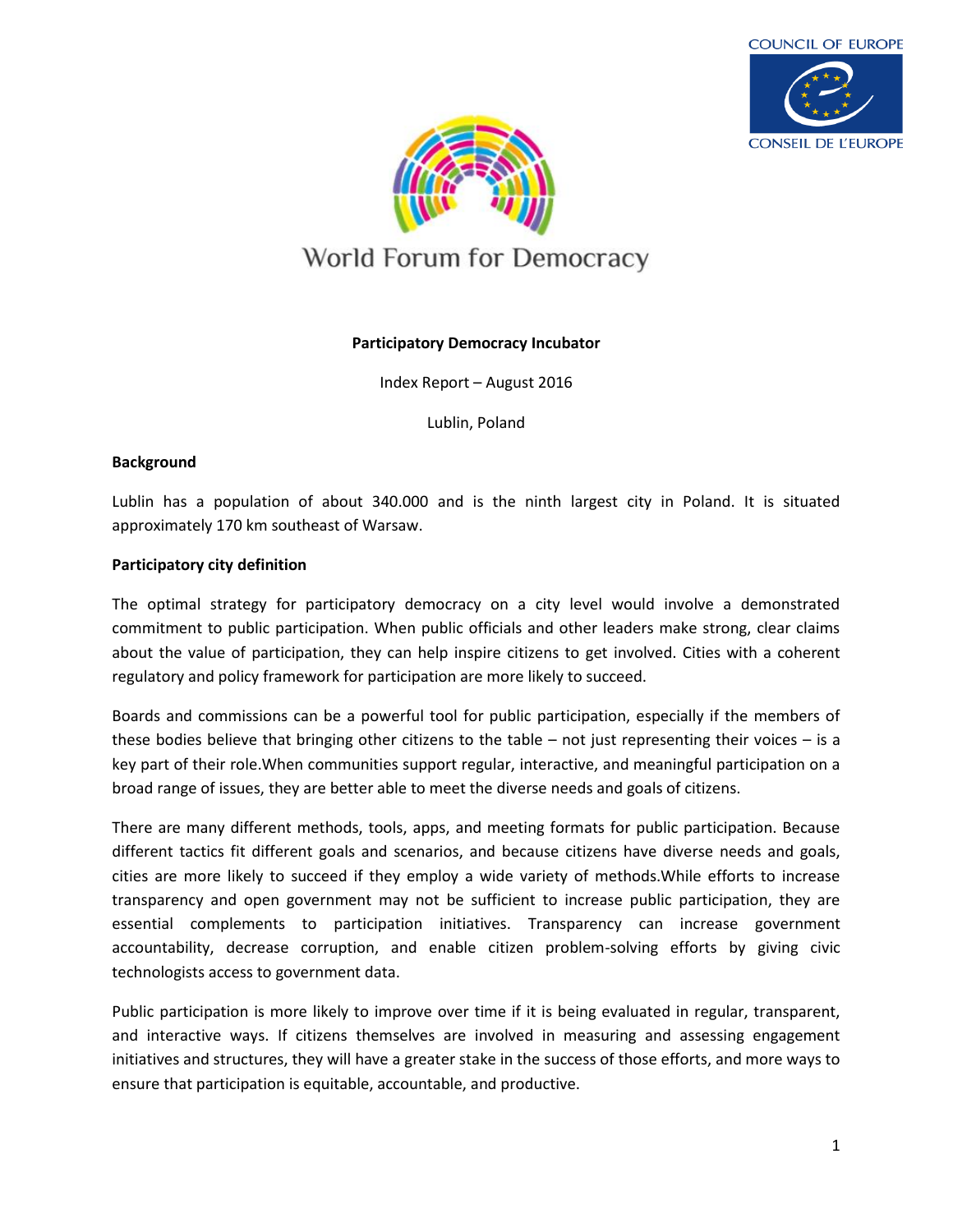COUNCIL OF EUROPE

CONSEIL DE L'EUROPE

World Forum for Democracy

**Participatory Democracy Incubator**

Index Report – August 2016

Lublin, Poland

**Background**

Lublin has a population of about 340.000 and is the ninth largest city in Poland. It is situated approximately 170 km southeast of Warsaw.

**Participatory city definition**

The optimal strategy for participatory democracy on a city level would involve a demonstrated commitment to public participation. When public officials and other leaders make strong, clear claims about the value of participation, they can help inspire citizens to get involved. Cities with a coherent regulatory and policy framework for participation are more likely to succeed.

Boards and commissions can be a powerful tool for public participation, especially if the members of these bodies believe that bringing other citizens to the table – not just representing their voices – is a key part of their role.When communities support regular, interactive, and meaningful participation on a broad range of issues, they are better able to meet the diverse needs and goals of citizens.

There are many different methods, tools, apps, and meeting formats for public participation. Because different tactics fit different goals and scenarios, and because citizens have diverse needs and goals, cities are more likely to succeed if they employ a wide variety of methods.While efforts to increase transparency and open government may not be sufficient to increase public participation, they are essential complements to participation initiatives. Transparency can increase government accountability, decrease corruption, and enable citizen problem-solving efforts by giving civic technologists access to government data.

Public participation is more likely to improve over time if it is being evaluated in regular, transparent, and interactive ways. If citizens themselves are involved in measuring and assessing engagement initiatives and structures, they will have a greater stake in the success of those efforts, and more ways to ensure that participation is equitable, accountable, and productive.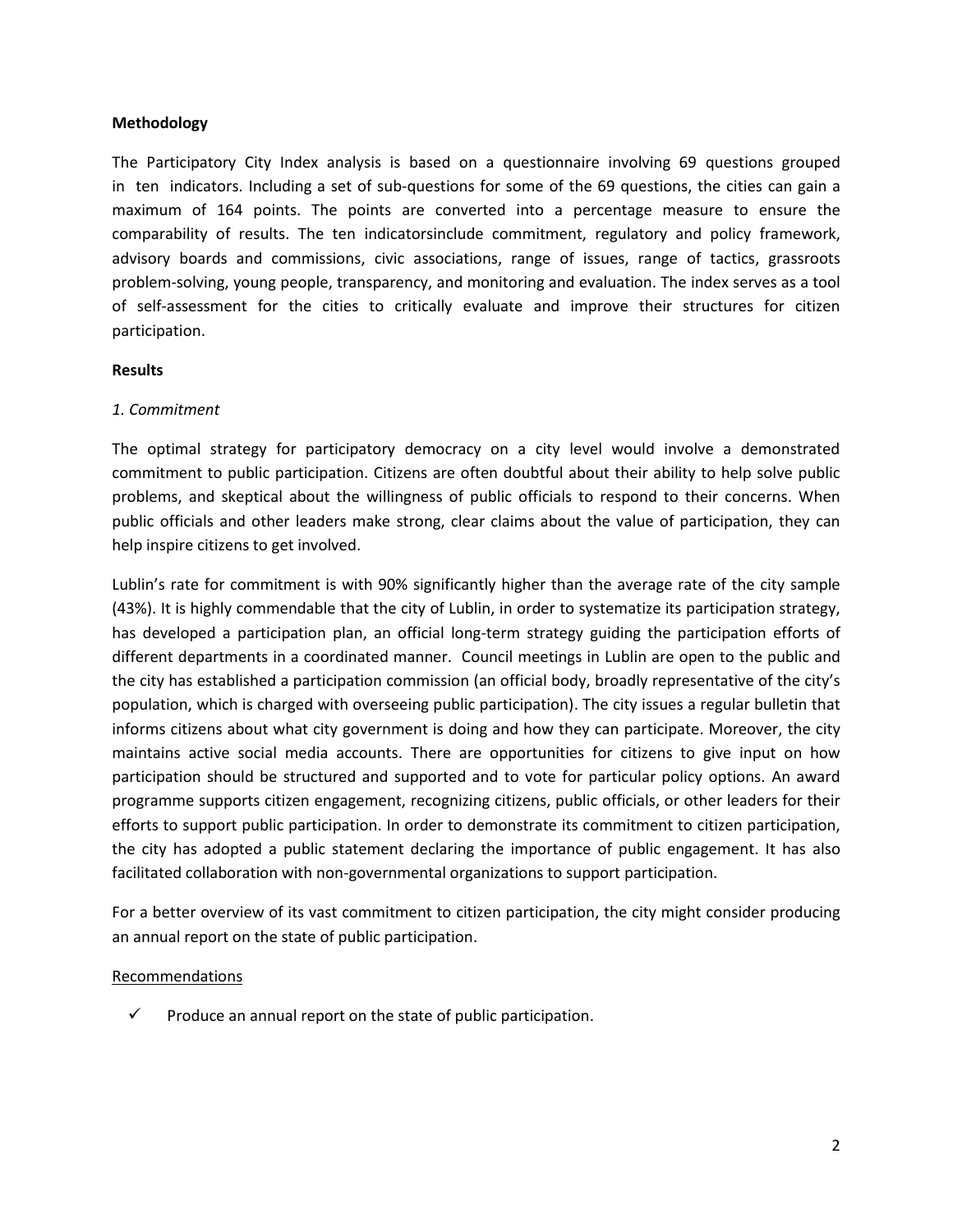**Methodology**

The Participatory City Index analysis is based on a questionnaire involving 69 questions grouped in ten indicators. Including a set of sub-questions for some of the 69 questions, the cities can gain a maximum of 164 points. The points are converted into a percentage measure to ensure the comparability of results. The ten indicatorsinclude commitment, regulatory and policy framework, advisory boards and commissions, civic associations, range of issues, range of tactics, grassroots problem-solving, young people, transparency, and monitoring and evaluation. The index serves as a tool of self-assessment for the cities to critically evaluate and improve their structures for citizen participation.

**Results**

*1. Commitment*

The optimal strategy for participatory democracy on a city level would involve a demonstrated commitment to public participation. Citizens are often doubtful about their ability to help solve public problems, and skeptical about the willingness of public officials to respond to their concerns. When public officials and other leaders make strong, clear claims about the value of participation, they can help inspire citizens to get involved.

Lublin's rate for commitment is with 90% significantly higher than the average rate of the city sample (43%). It is highly commendable that the city of Lublin, in order to systematize its participation strategy, has developed a participation plan, an official long-term strategy guiding the participation efforts of different departments in a coordinated manner. Council meetings in Lublin are open to the public and the city has established a participation commission (an official body, broadly representative of the city's population, which is charged with overseeing public participation). The city issues a regular bulletin that informs citizens about what city government is doing and how they can participate. Moreover, the city maintains active social media accounts. There are opportunities for citizens to give input on how participation should be structured and supported and to vote for particular policy options. An award programme supports citizen engagement, recognizing citizens, public officials, or other leaders for their efforts to support public participation. In order to demonstrate its commitment to citizen participation, the city has adopted a public statement declaring the importance of public engagement. It has also facilitated collaboration with non-governmental organizations to support participation.

For a better overview of its vast commitment to citizen participation, the city might consider producing an annual report on the state of public participation.

<u>Recommendations</u>

- ✓ Produce an annual report on the state of public participation.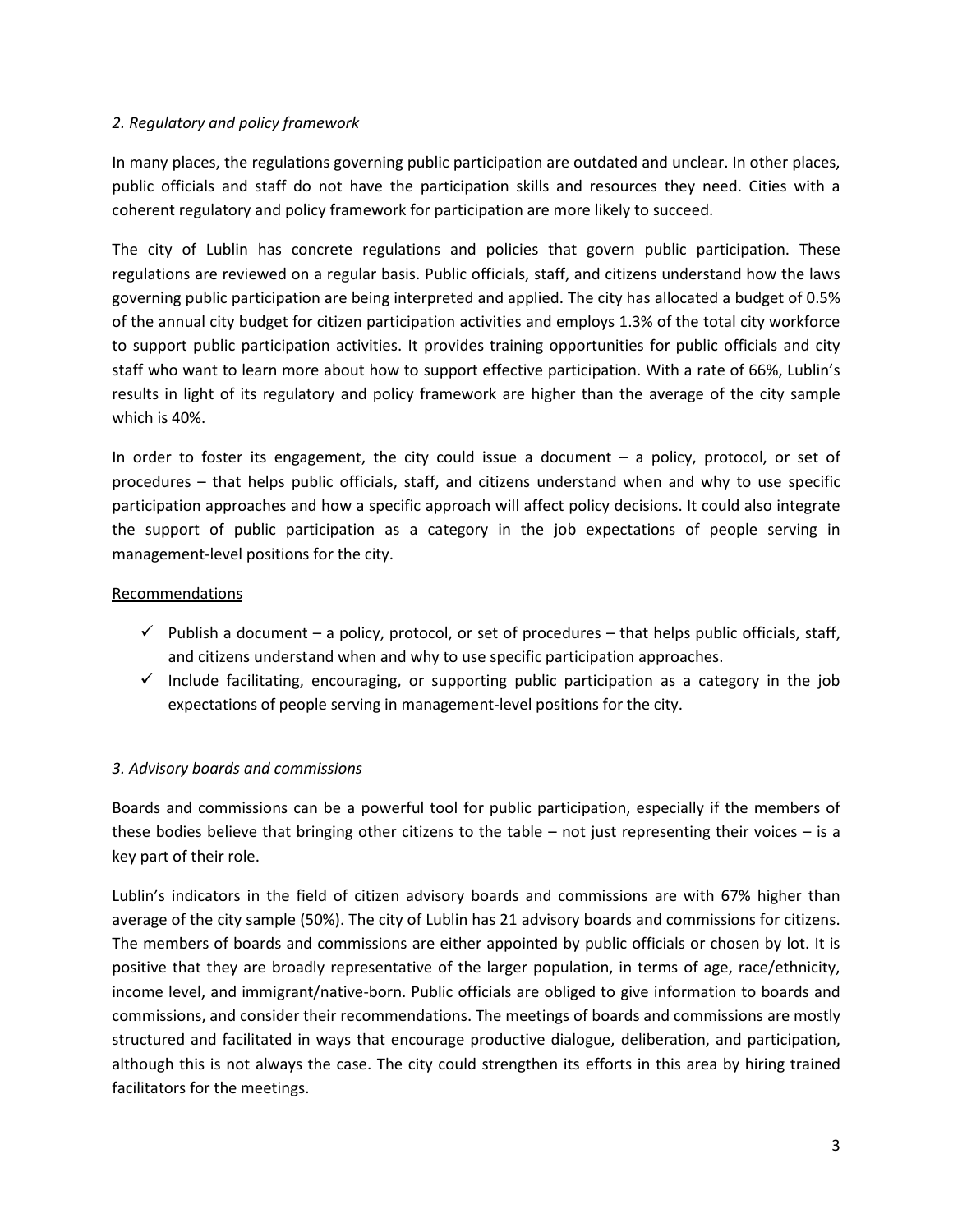*2. Regulatory and policy framework*

In many places, the regulations governing public participation are outdated and unclear. In other places, public officials and staff do not have the participation skills and resources they need. Cities with a coherent regulatory and policy framework for participation are more likely to succeed.

The city of Lublin has concrete regulations and policies that govern public participation. These regulations are reviewed on a regular basis. Public officials, staff, and citizens understand how the laws governing public participation are being interpreted and applied. The city has allocated a budget of 0.5% of the annual city budget for citizen participation activities and employs 1.3% of the total city workforce to support public participation activities. It provides training opportunities for public officials and city staff who want to learn more about how to support effective participation. With a rate of 66%, Lublin's results in light of its regulatory and policy framework are higher than the average of the city sample which is 40%.

In order to foster its engagement, the city could issue a document – a policy, protocol, or set of procedures – that helps public officials, staff, and citizens understand when and why to use specific participation approaches and how a specific approach will affect policy decisions. It could also integrate the support of public participation as a category in the job expectations of people serving in management-level positions for the city.

<u>Recommendations</u>

- ✓ Publish a document – a policy, protocol, or set of procedures – that helps public officials, staff, and citizens understand when and why to use specific participation approaches.
- ✓ Include facilitating, encouraging, or supporting public participation as a category in the job expectations of people serving in management-level positions for the city.

*3. Advisory boards and commissions*

Boards and commissions can be a powerful tool for public participation, especially if the members of these bodies believe that bringing other citizens to the table – not just representing their voices – is a key part of their role.

Lublin's indicators in the field of citizen advisory boards and commissions are with 67% higher than average of the city sample (50%). The city of Lublin has 21 advisory boards and commissions for citizens. The members of boards and commissions are either appointed by public officials or chosen by lot. It is positive that they are broadly representative of the larger population, in terms of age, race/ethnicity, income level, and immigrant/native-born. Public officials are obliged to give information to boards and commissions, and consider their recommendations. The meetings of boards and commissions are mostly structured and facilitated in ways that encourage productive dialogue, deliberation, and participation, although this is not always the case. The city could strengthen its efforts in this area by hiring trained facilitators for the meetings.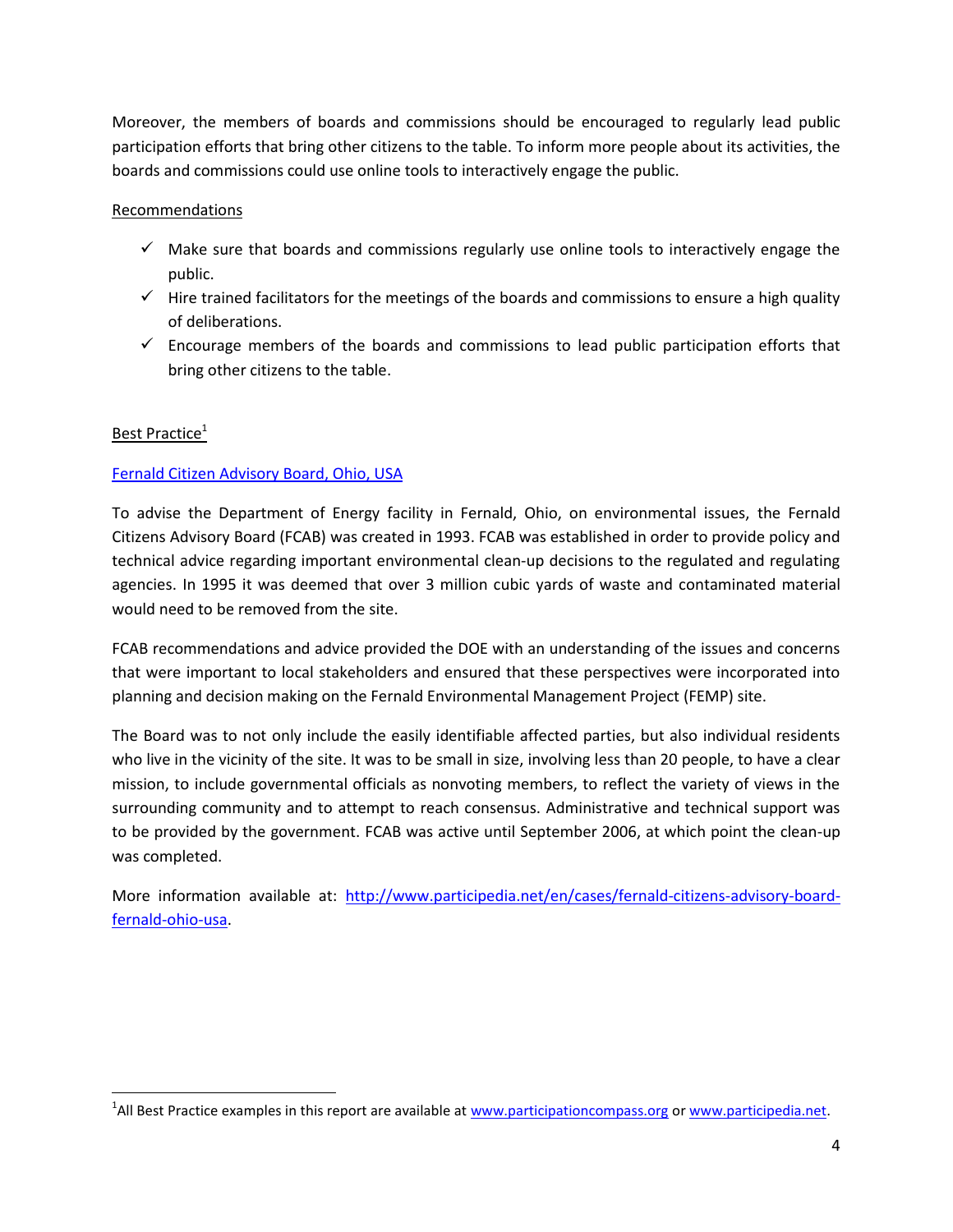Moreover, the members of boards and commissions should be encouraged to regularly lead public participation efforts that bring other citizens to the table. To inform more people about its activities, the boards and commissions could use online tools to interactively engage the public.

Recommendations

- ✓ Make sure that boards and commissions regularly use online tools to interactively engage the public.
- ✓ Hire trained facilitators for the meetings of the boards and commissions to ensure a high quality of deliberations.
- ✓ Encourage members of the boards and commissions to lead public participation efforts that bring other citizens to the table.

Best Practice[1]

Fernald Citizen Advisory Board, Ohio, USA

To advise the Department of Energy facility in Fernald, Ohio, on environmental issues, the Fernald Citizens Advisory Board (FCAB) was created in 1993. FCAB was established in order to provide policy and technical advice regarding important environmental clean-up decisions to the regulated and regulating agencies. In 1995 it was deemed that over 3 million cubic yards of waste and contaminated material would need to be removed from the site.

FCAB recommendations and advice provided the DOE with an understanding of the issues and concerns that were important to local stakeholders and ensured that these perspectives were incorporated into planning and decision making on the Fernald Environmental Management Project (FEMP) site.

The Board was to not only include the easily identifiable affected parties, but also individual residents who live in the vicinity of the site. It was to be small in size, involving less than 20 people, to have a clear mission, to include governmental officials as nonvoting members, to reflect the variety of views in the surrounding community and to attempt to reach consensus. Administrative and technical support was to be provided by the government. FCAB was active until September 2006, at which point the clean-up was completed.

More information available at: http://www.participedia.net/en/cases/fernald-citizens-advisory-board-fernald-ohio-usa.

[1] All Best Practice examples in this report are available at www.participationcompass.org or www.participedia.net.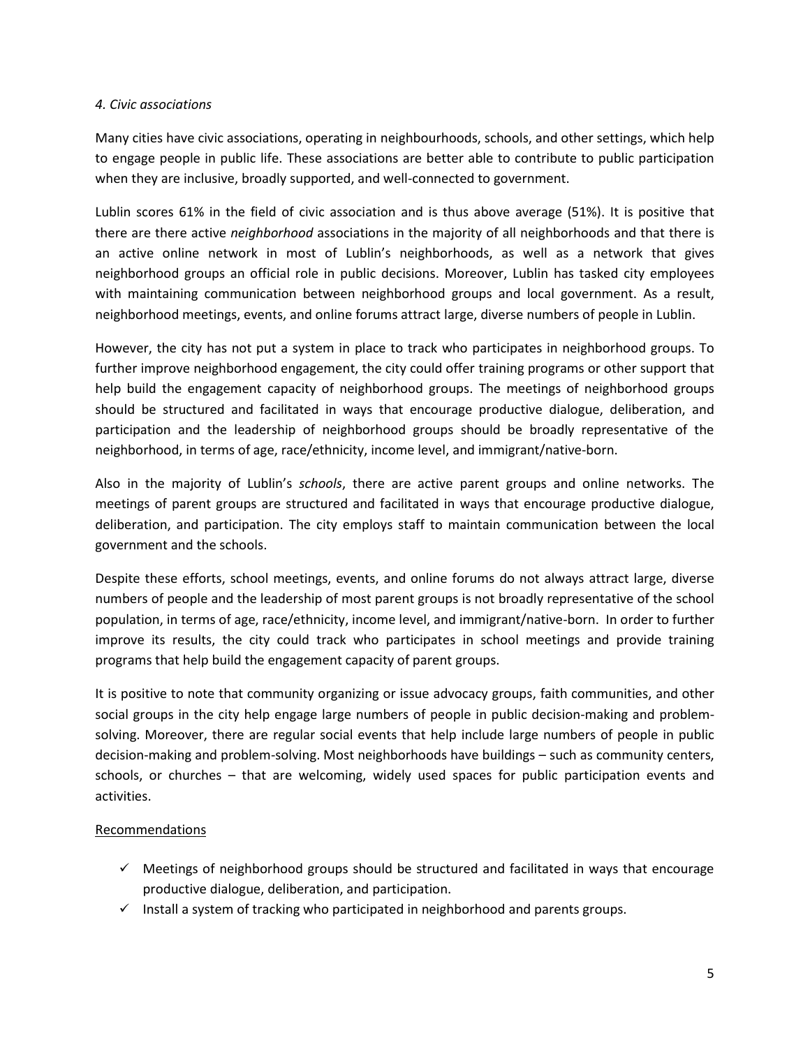*4. Civic associations*

Many cities have civic associations, operating in neighbourhoods, schools, and other settings, which help to engage people in public life. These associations are better able to contribute to public participation when they are inclusive, broadly supported, and well-connected to government.

Lublin scores 61% in the field of civic association and is thus above average (51%). It is positive that there are there active *neighborhood* associations in the majority of all neighborhoods and that there is an active online network in most of Lublin's neighborhoods, as well as a network that gives neighborhood groups an official role in public decisions. Moreover, Lublin has tasked city employees with maintaining communication between neighborhood groups and local government. As a result, neighborhood meetings, events, and online forums attract large, diverse numbers of people in Lublin.

However, the city has not put a system in place to track who participates in neighborhood groups. To further improve neighborhood engagement, the city could offer training programs or other support that help build the engagement capacity of neighborhood groups. The meetings of neighborhood groups should be structured and facilitated in ways that encourage productive dialogue, deliberation, and participation and the leadership of neighborhood groups should be broadly representative of the neighborhood, in terms of age, race/ethnicity, income level, and immigrant/native-born.

Also in the majority of Lublin's *schools*, there are active parent groups and online networks. The meetings of parent groups are structured and facilitated in ways that encourage productive dialogue, deliberation, and participation. The city employs staff to maintain communication between the local government and the schools.

Despite these efforts, school meetings, events, and online forums do not always attract large, diverse numbers of people and the leadership of most parent groups is not broadly representative of the school population, in terms of age, race/ethnicity, income level, and immigrant/native-born. In order to further improve its results, the city could track who participates in school meetings and provide training programs that help build the engagement capacity of parent groups.

It is positive to note that community organizing or issue advocacy groups, faith communities, and other social groups in the city help engage large numbers of people in public decision-making and problem-solving. Moreover, there are regular social events that help include large numbers of people in public decision-making and problem-solving. Most neighborhoods have buildings – such as community centers, schools, or churches – that are welcoming, widely used spaces for public participation events and activities.

Recommendations

- ✓ Meetings of neighborhood groups should be structured and facilitated in ways that encourage productive dialogue, deliberation, and participation.
- ✓ Install a system of tracking who participated in neighborhood and parents groups.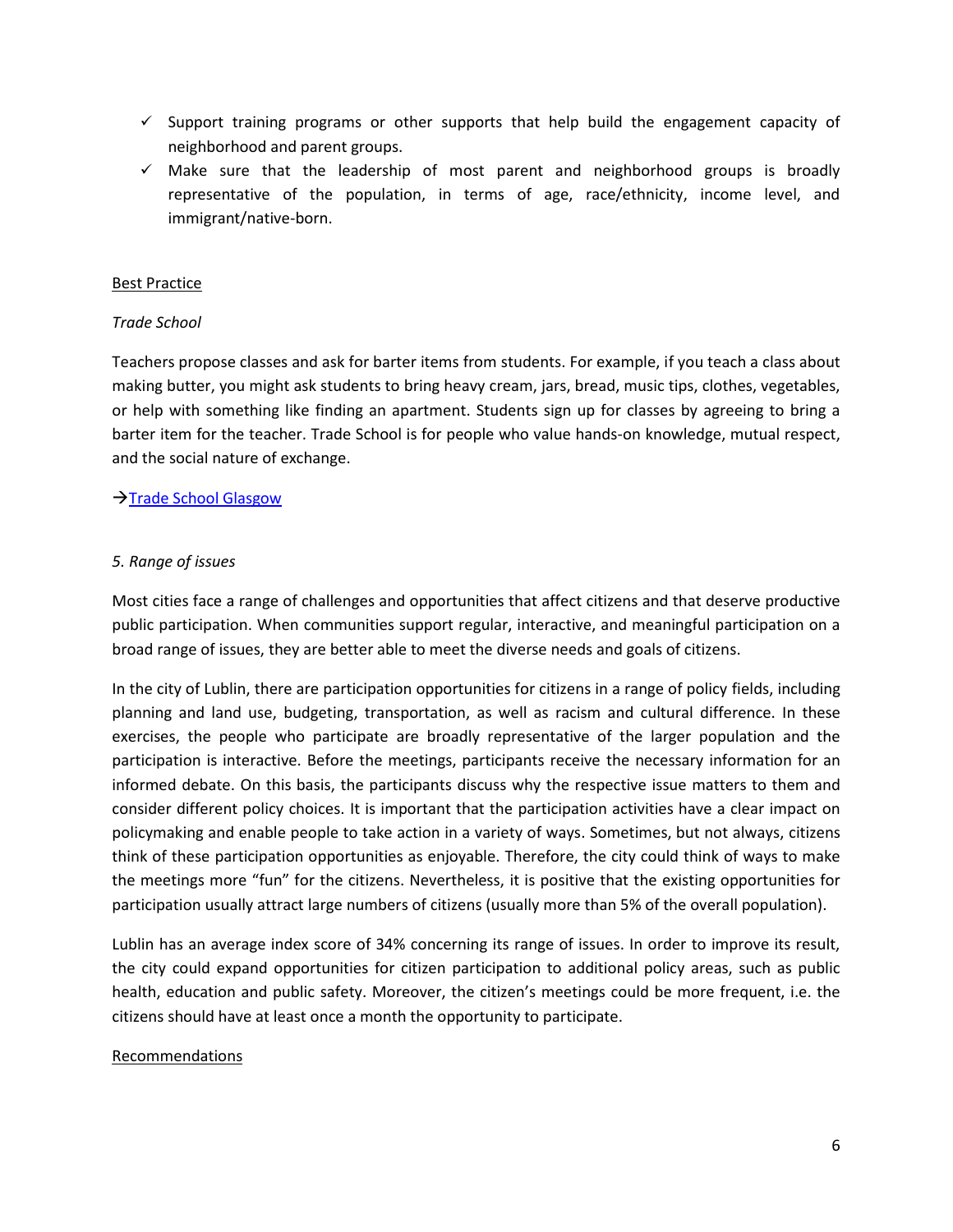- ✓ Support training programs or other supports that help build the engagement capacity of neighborhood and parent groups.
- ✓ Make sure that the leadership of most parent and neighborhood groups is broadly representative of the population, in terms of age, race/ethnicity, income level, and immigrant/native-born.

Best Practice

*Trade School*

Teachers propose classes and ask for barter items from students. For example, if you teach a class about making butter, you might ask students to bring heavy cream, jars, bread, music tips, clothes, vegetables, or help with something like finding an apartment. Students sign up for classes by agreeing to bring a barter item for the teacher. Trade School is for people who value hands-on knowledge, mutual respect, and the social nature of exchange.

→Trade School Glasgow

*5. Range of issues*

Most cities face a range of challenges and opportunities that affect citizens and that deserve productive public participation. When communities support regular, interactive, and meaningful participation on a broad range of issues, they are better able to meet the diverse needs and goals of citizens.

In the city of Lublin, there are participation opportunities for citizens in a range of policy fields, including planning and land use, budgeting, transportation, as well as racism and cultural difference. In these exercises, the people who participate are broadly representative of the larger population and the participation is interactive. Before the meetings, participants receive the necessary information for an informed debate. On this basis, the participants discuss why the respective issue matters to them and consider different policy choices. It is important that the participation activities have a clear impact on policymaking and enable people to take action in a variety of ways. Sometimes, but not always, citizens think of these participation opportunities as enjoyable. Therefore, the city could think of ways to make the meetings more "fun" for the citizens. Nevertheless, it is positive that the existing opportunities for participation usually attract large numbers of citizens (usually more than 5% of the overall population).

Lublin has an average index score of 34% concerning its range of issues. In order to improve its result, the city could expand opportunities for citizen participation to additional policy areas, such as public health, education and public safety. Moreover, the citizen's meetings could be more frequent, i.e. the citizens should have at least once a month the opportunity to participate.

Recommendations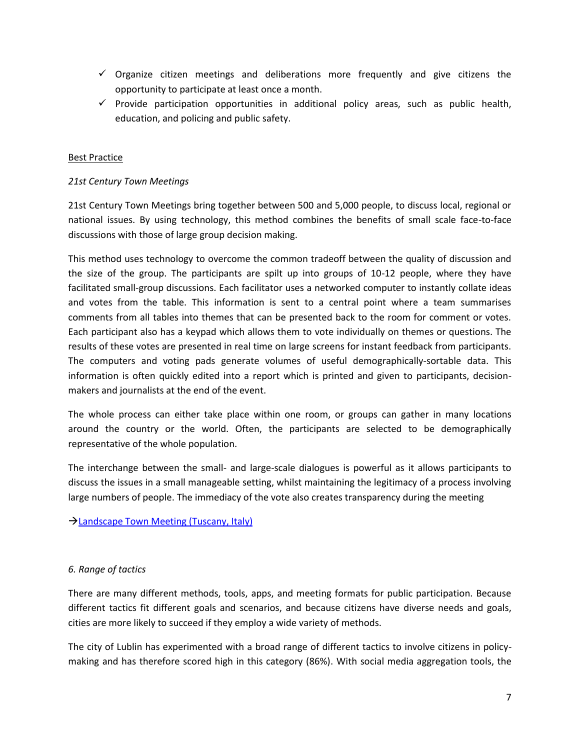- ✓ Organize citizen meetings and deliberations more frequently and give citizens the opportunity to participate at least once a month.
- ✓ Provide participation opportunities in additional policy areas, such as public health, education, and policing and public safety.

Best Practice

*21st Century Town Meetings*

21st Century Town Meetings bring together between 500 and 5,000 people, to discuss local, regional or national issues. By using technology, this method combines the benefits of small scale face-to-face discussions with those of large group decision making.

This method uses technology to overcome the common tradeoff between the quality of discussion and the size of the group. The participants are spilt up into groups of 10-12 people, where they have facilitated small-group discussions. Each facilitator uses a networked computer to instantly collate ideas and votes from the table. This information is sent to a central point where a team summarises comments from all tables into themes that can be presented back to the room for comment or votes. Each participant also has a keypad which allows them to vote individually on themes or questions. The results of these votes are presented in real time on large screens for instant feedback from participants. The computers and voting pads generate volumes of useful demographically-sortable data. This information is often quickly edited into a report which is printed and given to participants, decision-makers and journalists at the end of the event.

The whole process can either take place within one room, or groups can gather in many locations around the country or the world. Often, the participants are selected to be demographically representative of the whole population.

The interchange between the small- and large-scale dialogues is powerful as it allows participants to discuss the issues in a small manageable setting, whilst maintaining the legitimacy of a process involving large numbers of people. The immediacy of the vote also creates transparency during the meeting

→Landscape Town Meeting (Tuscany, Italy)

*6. Range of tactics*

There are many different methods, tools, apps, and meeting formats for public participation. Because different tactics fit different goals and scenarios, and because citizens have diverse needs and goals, cities are more likely to succeed if they employ a wide variety of methods.

The city of Lublin has experimented with a broad range of different tactics to involve citizens in policy-making and has therefore scored high in this category (86%). With social media aggregation tools, the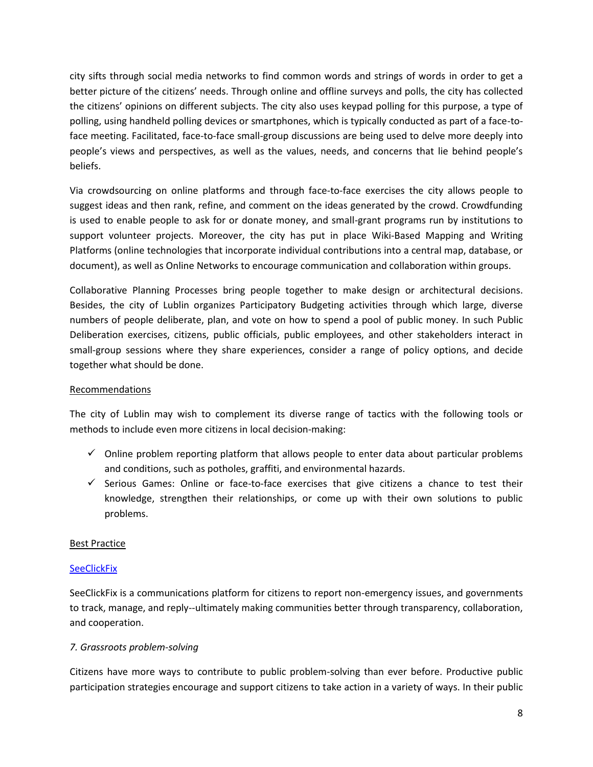city sifts through social media networks to find common words and strings of words in order to get a better picture of the citizens' needs. Through online and offline surveys and polls, the city has collected the citizens' opinions on different subjects. The city also uses keypad polling for this purpose, a type of polling, using handheld polling devices or smartphones, which is typically conducted as part of a face-to-face meeting. Facilitated, face-to-face small-group discussions are being used to delve more deeply into people's views and perspectives, as well as the values, needs, and concerns that lie behind people's beliefs.

Via crowdsourcing on online platforms and through face-to-face exercises the city allows people to suggest ideas and then rank, refine, and comment on the ideas generated by the crowd. Crowdfunding is used to enable people to ask for or donate money, and small-grant programs run by institutions to support volunteer projects. Moreover, the city has put in place Wiki-Based Mapping and Writing Platforms (online technologies that incorporate individual contributions into a central map, database, or document), as well as Online Networks to encourage communication and collaboration within groups.

Collaborative Planning Processes bring people together to make design or architectural decisions. Besides, the city of Lublin organizes Participatory Budgeting activities through which large, diverse numbers of people deliberate, plan, and vote on how to spend a pool of public money. In such Public Deliberation exercises, citizens, public officials, public employees, and other stakeholders interact in small-group sessions where they share experiences, consider a range of policy options, and decide together what should be done.

Recommendations

The city of Lublin may wish to complement its diverse range of tactics with the following tools or methods to include even more citizens in local decision-making:

- ✓ Online problem reporting platform that allows people to enter data about particular problems and conditions, such as potholes, graffiti, and environmental hazards.
- ✓ Serious Games: Online or face-to-face exercises that give citizens a chance to test their knowledge, strengthen their relationships, or come up with their own solutions to public problems.

Best Practice

SeeClickFix

SeeClickFix is a communications platform for citizens to report non-emergency issues, and governments to track, manage, and reply--ultimately making communities better through transparency, collaboration, and cooperation.

*7. Grassroots problem-solving*

Citizens have more ways to contribute to public problem-solving than ever before. Productive public participation strategies encourage and support citizens to take action in a variety of ways. In their public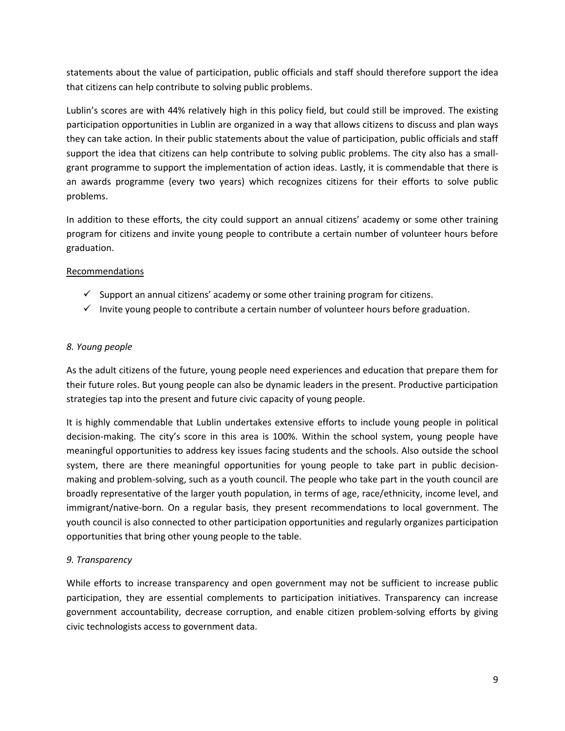statements about the value of participation, public officials and staff should therefore support the idea that citizens can help contribute to solving public problems.

Lublin's scores are with 44% relatively high in this policy field, but could still be improved. The existing participation opportunities in Lublin are organized in a way that allows citizens to discuss and plan ways they can take action. In their public statements about the value of participation, public officials and staff support the idea that citizens can help contribute to solving public problems. The city also has a small-grant programme to support the implementation of action ideas. Lastly, it is commendable that there is an awards programme (every two years) which recognizes citizens for their efforts to solve public problems.

In addition to these efforts, the city could support an annual citizens' academy or some other training program for citizens and invite young people to contribute a certain number of volunteer hours before graduation.

Recommendations

- ✓ Support an annual citizens' academy or some other training program for citizens.
- ✓ Invite young people to contribute a certain number of volunteer hours before graduation.

*8. Young people*

As the adult citizens of the future, young people need experiences and education that prepare them for their future roles. But young people can also be dynamic leaders in the present. Productive participation strategies tap into the present and future civic capacity of young people.

It is highly commendable that Lublin undertakes extensive efforts to include young people in political decision-making. The city's score in this area is 100%. Within the school system, young people have meaningful opportunities to address key issues facing students and the schools. Also outside the school system, there are there meaningful opportunities for young people to take part in public decision-making and problem-solving, such as a youth council. The people who take part in the youth council are broadly representative of the larger youth population, in terms of age, race/ethnicity, income level, and immigrant/native-born. On a regular basis, they present recommendations to local government. The youth council is also connected to other participation opportunities and regularly organizes participation opportunities that bring other young people to the table.

*9. Transparency*

While efforts to increase transparency and open government may not be sufficient to increase public participation, they are essential complements to participation initiatives. Transparency can increase government accountability, decrease corruption, and enable citizen problem-solving efforts by giving civic technologists access to government data.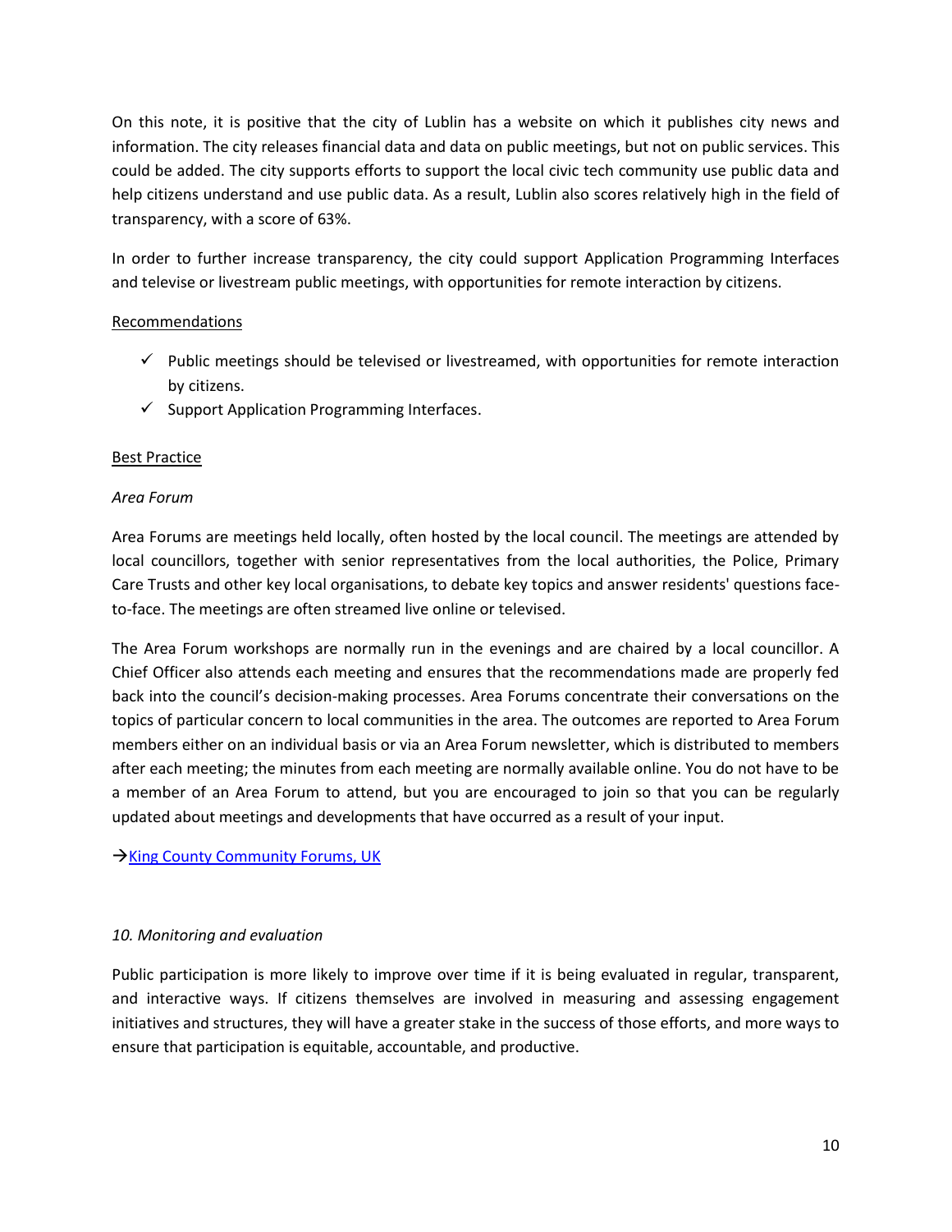On this note, it is positive that the city of Lublin has a website on which it publishes city news and information. The city releases financial data and data on public meetings, but not on public services. This could be added. The city supports efforts to support the local civic tech community use public data and help citizens understand and use public data. As a result, Lublin also scores relatively high in the field of transparency, with a score of 63%.

In order to further increase transparency, the city could support Application Programming Interfaces and televise or livestream public meetings, with opportunities for remote interaction by citizens.

<u>Recommendations</u>

- ✓ Public meetings should be televised or livestreamed, with opportunities for remote interaction by citizens.
- ✓ Support Application Programming Interfaces.

<u>Best Practice</u>

*Area Forum*

Area Forums are meetings held locally, often hosted by the local council. The meetings are attended by local councillors, together with senior representatives from the local authorities, the Police, Primary Care Trusts and other key local organisations, to debate key topics and answer residents' questions face-to-face. The meetings are often streamed live online or televised.

The Area Forum workshops are normally run in the evenings and are chaired by a local councillor. A Chief Officer also attends each meeting and ensures that the recommendations made are properly fed back into the council's decision-making processes. Area Forums concentrate their conversations on the topics of particular concern to local communities in the area. The outcomes are reported to Area Forum members either on an individual basis or via an Area Forum newsletter, which is distributed to members after each meeting; the minutes from each meeting are normally available online. You do not have to be a member of an Area Forum to attend, but you are encouraged to join so that you can be regularly updated about meetings and developments that have occurred as a result of your input.

→King County Community Forums, UK

*10. Monitoring and evaluation*

Public participation is more likely to improve over time if it is being evaluated in regular, transparent, and interactive ways. If citizens themselves are involved in measuring and assessing engagement initiatives and structures, they will have a greater stake in the success of those efforts, and more ways to ensure that participation is equitable, accountable, and productive.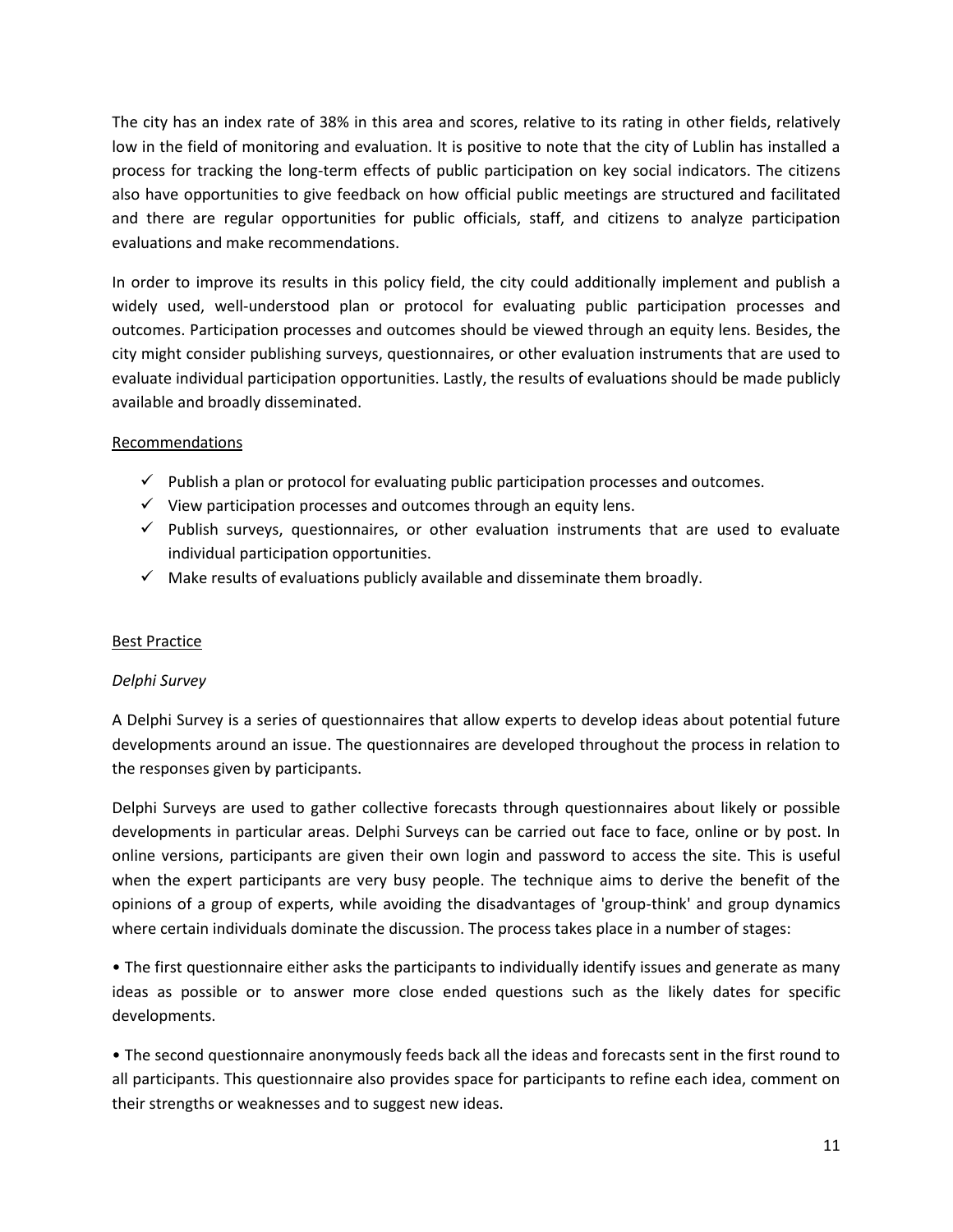The city has an index rate of 38% in this area and scores, relative to its rating in other fields, relatively low in the field of monitoring and evaluation. It is positive to note that the city of Lublin has installed a process for tracking the long-term effects of public participation on key social indicators. The citizens also have opportunities to give feedback on how official public meetings are structured and facilitated and there are regular opportunities for public officials, staff, and citizens to analyze participation evaluations and make recommendations.

In order to improve its results in this policy field, the city could additionally implement and publish a widely used, well-understood plan or protocol for evaluating public participation processes and outcomes. Participation processes and outcomes should be viewed through an equity lens. Besides, the city might consider publishing surveys, questionnaires, or other evaluation instruments that are used to evaluate individual participation opportunities. Lastly, the results of evaluations should be made publicly available and broadly disseminated.

Recommendations

- ✓ Publish a plan or protocol for evaluating public participation processes and outcomes.
- ✓ View participation processes and outcomes through an equity lens.
- ✓ Publish surveys, questionnaires, or other evaluation instruments that are used to evaluate individual participation opportunities.
- ✓ Make results of evaluations publicly available and disseminate them broadly.

Best Practice

*Delphi Survey*

A Delphi Survey is a series of questionnaires that allow experts to develop ideas about potential future developments around an issue. The questionnaires are developed throughout the process in relation to the responses given by participants.

Delphi Surveys are used to gather collective forecasts through questionnaires about likely or possible developments in particular areas. Delphi Surveys can be carried out face to face, online or by post. In online versions, participants are given their own login and password to access the site. This is useful when the expert participants are very busy people. The technique aims to derive the benefit of the opinions of a group of experts, while avoiding the disadvantages of 'group-think' and group dynamics where certain individuals dominate the discussion. The process takes place in a number of stages:

• The first questionnaire either asks the participants to individually identify issues and generate as many ideas as possible or to answer more close ended questions such as the likely dates for specific developments.

• The second questionnaire anonymously feeds back all the ideas and forecasts sent in the first round to all participants. This questionnaire also provides space for participants to refine each idea, comment on their strengths or weaknesses and to suggest new ideas.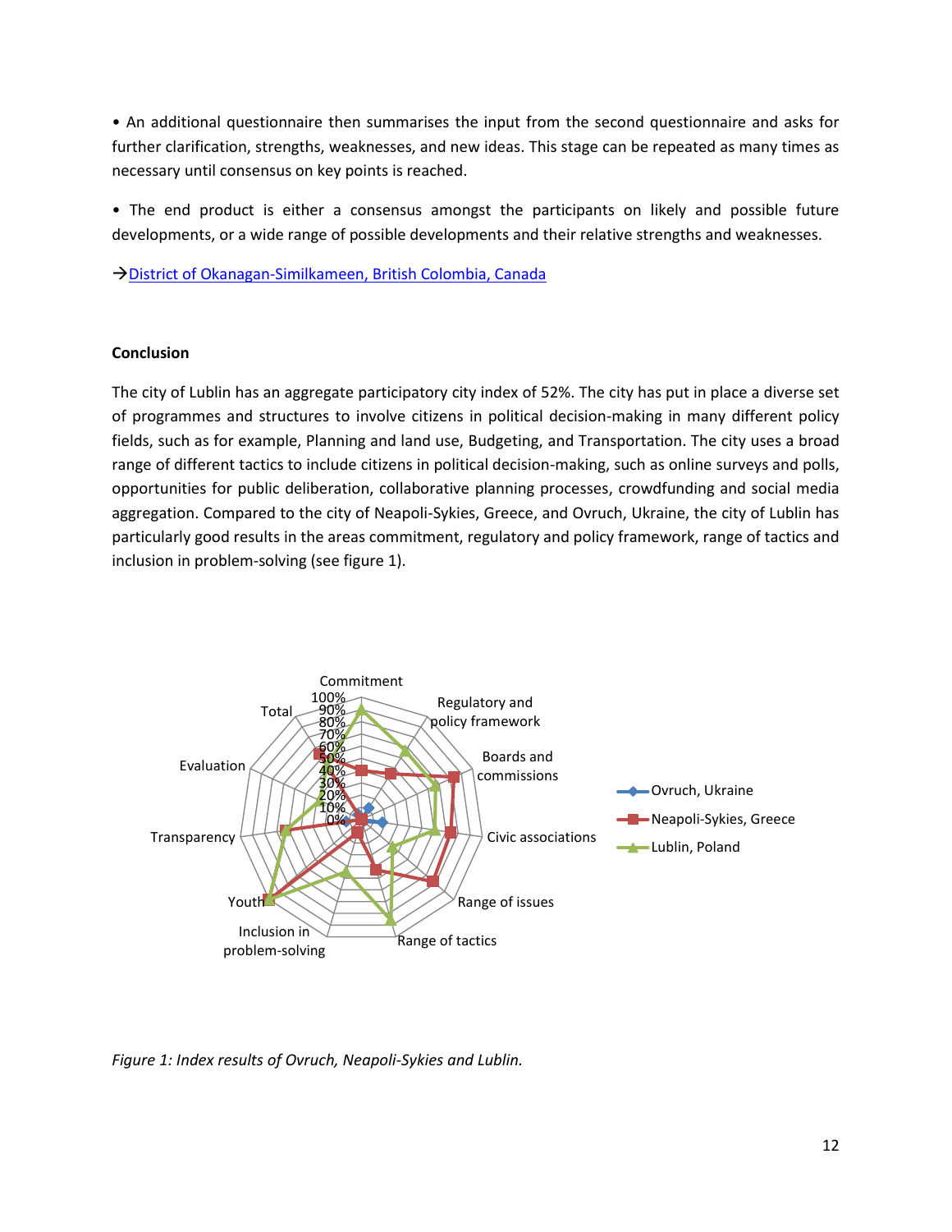• An additional questionnaire then summarises the input from the second questionnaire and asks for further clarification, strengths, weaknesses, and new ideas. This stage can be repeated as many times as necessary until consensus on key points is reached.

• The end product is either a consensus amongst the participants on likely and possible future developments, or a wide range of possible developments and their relative strengths and weaknesses.

→District of Okanagan-Similkameen, British Colombia, Canada

**Conclusion**

The city of Lublin has an aggregate participatory city index of 52%. The city has put in place a diverse set of programmes and structures to involve citizens in political decision-making in many different policy fields, such as for example, Planning and land use, Budgeting, and Transportation. The city uses a broad range of different tactics to include citizens in political decision-making, such as online surveys and polls, opportunities for public deliberation, collaborative planning processes, crowdfunding and social media aggregation. Compared to the city of Neapoli-Sykies, Greece, and Ovruch, Ukraine, the city of Lublin has particularly good results in the areas commitment, regulatory and policy framework, range of tactics and inclusion in problem-solving (see figure 1).

*Figure 1: Index results of Ovruch, Neapoli-Sykies and Lublin.*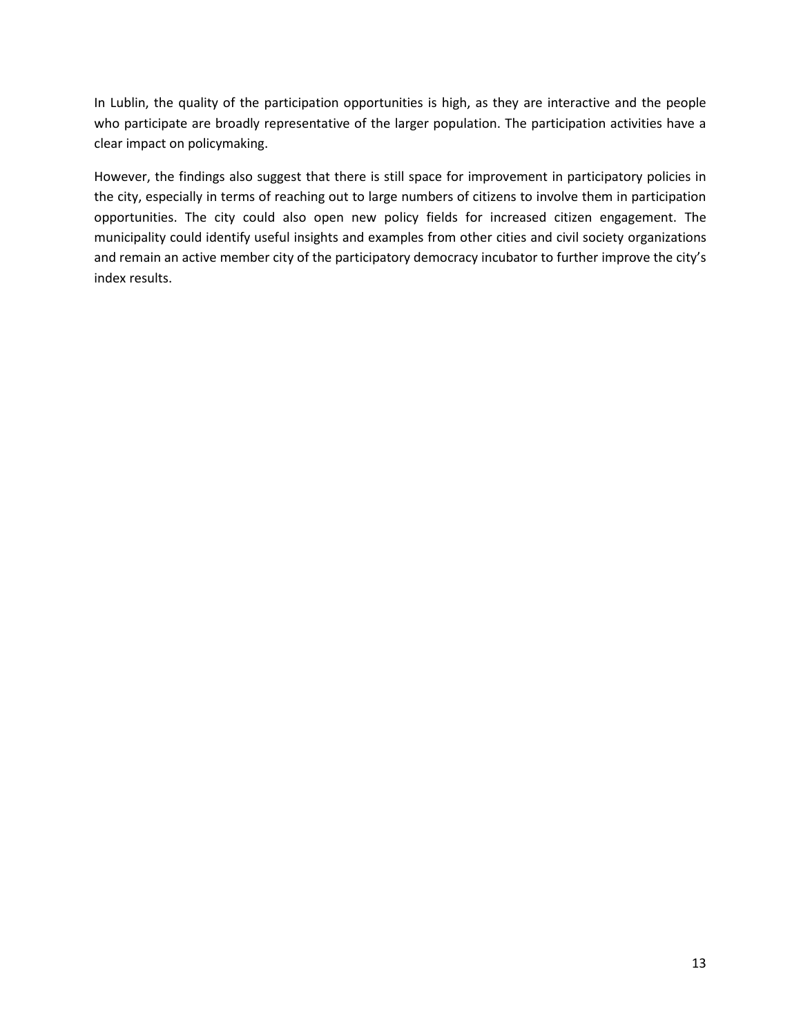In Lublin, the quality of the participation opportunities is high, as they are interactive and the people who participate are broadly representative of the larger population. The participation activities have a clear impact on policymaking.

However, the findings also suggest that there is still space for improvement in participatory policies in the city, especially in terms of reaching out to large numbers of citizens to involve them in participation opportunities. The city could also open new policy fields for increased citizen engagement. The municipality could identify useful insights and examples from other cities and civil society organizations and remain an active member city of the participatory democracy incubator to further improve the city's index results.